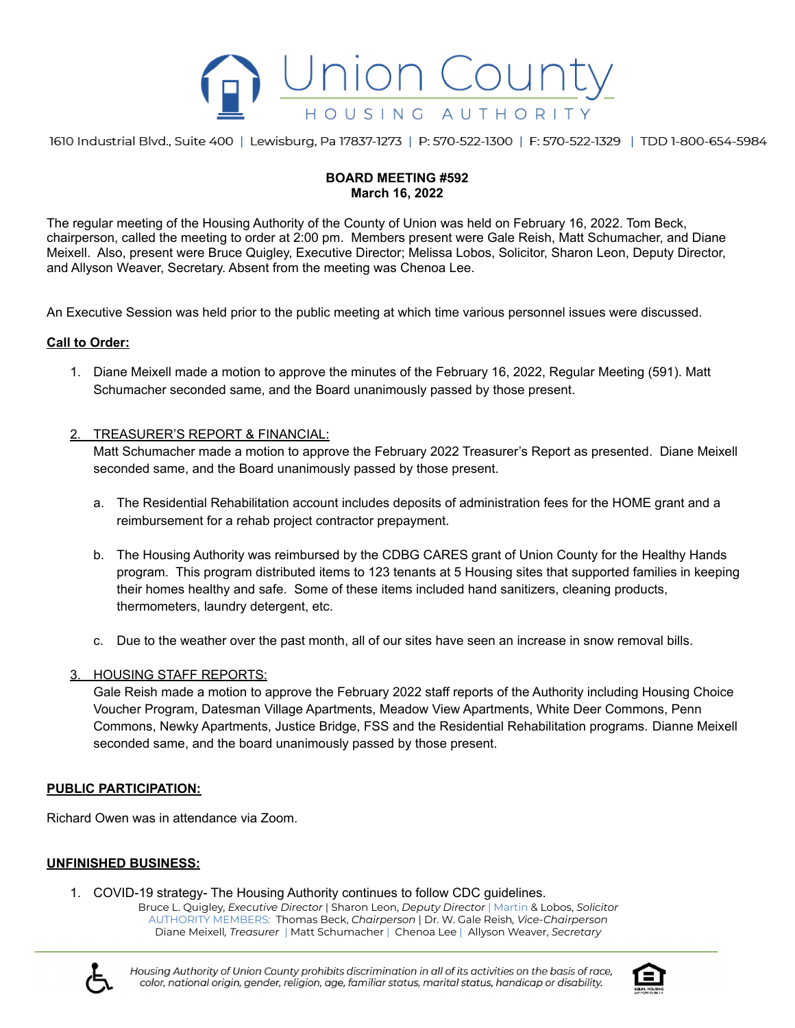Union County
HOUSING AUTHORITY

1610 Industrial Blvd., Suite 400 | Lewisburg, Pa 17837-1273 | P: 570-522-1300 | F: 570-522-1329 | TDD 1-800-654-5984

**BOARD MEETING #592**
**March 16, 2022**

The regular meeting of the Housing Authority of the County of Union was held on February 16, 2022. Tom Beck, chairperson, called the meeting to order at 2:00 pm. Members present were Gale Reish, Matt Schumacher, and Diane Meixell. Also, present were Bruce Quigley, Executive Director; Melissa Lobos, Solicitor, Sharon Leon, Deputy Director, and Allyson Weaver, Secretary. Absent from the meeting was Chenoa Lee.

An Executive Session was held prior to the public meeting at which time various personnel issues were discussed.

**Call to Order:**

1. Diane Meixell made a motion to approve the minutes of the February 16, 2022, Regular Meeting (591). Matt Schumacher seconded same, and the Board unanimously passed by those present.

2. TREASURER'S REPORT & FINANCIAL:
   Matt Schumacher made a motion to approve the February 2022 Treasurer's Report as presented. Diane Meixell seconded same, and the Board unanimously passed by those present.

   a. The Residential Rehabilitation account includes deposits of administration fees for the HOME grant and a reimbursement for a rehab project contractor prepayment.

   b. The Housing Authority was reimbursed by the CDBG CARES grant of Union County for the Healthy Hands program. This program distributed items to 123 tenants at 5 Housing sites that supported families in keeping their homes healthy and safe. Some of these items included hand sanitizers, cleaning products, thermometers, laundry detergent, etc.

   c. Due to the weather over the past month, all of our sites have seen an increase in snow removal bills.

3. HOUSING STAFF REPORTS:
   Gale Reish made a motion to approve the February 2022 staff reports of the Authority including Housing Choice Voucher Program, Datesman Village Apartments, Meadow View Apartments, White Deer Commons, Penn Commons, Newky Apartments, Justice Bridge, FSS and the Residential Rehabilitation programs. Dianne Meixell seconded same, and the board unanimously passed by those present.

**PUBLIC PARTICIPATION:**

Richard Owen was in attendance via Zoom.

**UNFINISHED BUSINESS:**

1. COVID-19 strategy- The Housing Authority continues to follow CDC guidelines.

Bruce L. Quigley, *Executive Director* | Sharon Leon, *Deputy Director* | Martin & Lobos, *Solicitor*
AUTHORITY MEMBERS: Thomas Beck, *Chairperson* | Dr. W. Gale Reish, *Vice-Chairperson*
Diane Meixell, *Treasurer* | Matt Schumacher | Chenoa Lee | Allyson Weaver, *Secretary*

*Housing Authority of Union County prohibits discrimination in all of its activities on the basis of race, color, national origin, gender, religion, age, familiar status, marital status, handicap or disability.*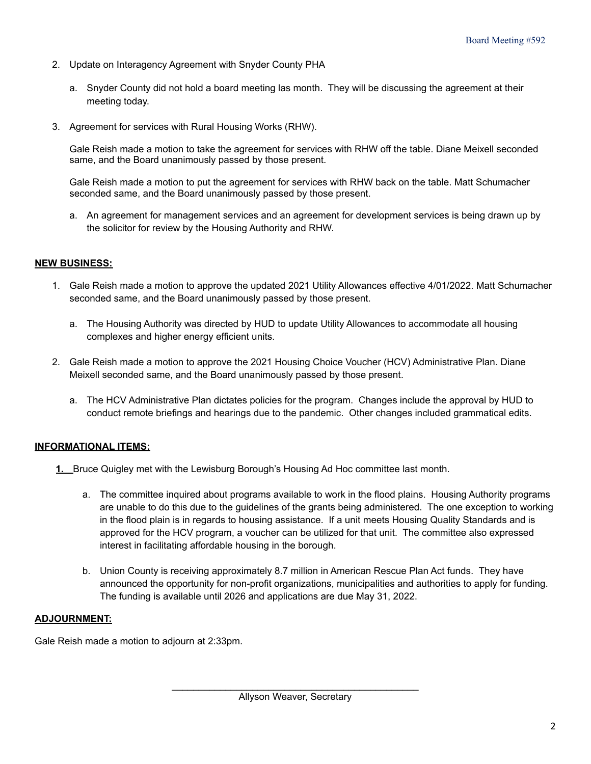2. Update on Interagency Agreement with Snyder County PHA

    a. Snyder County did not hold a board meeting las month. They will be discussing the agreement at their meeting today.

3. Agreement for services with Rural Housing Works (RHW).

    Gale Reish made a motion to take the agreement for services with RHW off the table. Diane Meixell seconded same, and the Board unanimously passed by those present.

    Gale Reish made a motion to put the agreement for services with RHW back on the table. Matt Schumacher seconded same, and the Board unanimously passed by those present.

    a. An agreement for management services and an agreement for development services is being drawn up by the solicitor for review by the Housing Authority and RHW.

**NEW BUSINESS:**

1. Gale Reish made a motion to approve the updated 2021 Utility Allowances effective 4/01/2022. Matt Schumacher seconded same, and the Board unanimously passed by those present.

    a. The Housing Authority was directed by HUD to update Utility Allowances to accommodate all housing complexes and higher energy efficient units.

2. Gale Reish made a motion to approve the 2021 Housing Choice Voucher (HCV) Administrative Plan. Diane Meixell seconded same, and the Board unanimously passed by those present.

    a. The HCV Administrative Plan dictates policies for the program. Changes include the approval by HUD to conduct remote briefings and hearings due to the pandemic. Other changes included grammatical edits.

**INFORMATIONAL ITEMS:**

**1.** Bruce Quigley met with the Lewisburg Borough's Housing Ad Hoc committee last month.

    a. The committee inquired about programs available to work in the flood plains. Housing Authority programs are unable to do this due to the guidelines of the grants being administered. The one exception to working in the flood plain is in regards to housing assistance. If a unit meets Housing Quality Standards and is approved for the HCV program, a voucher can be utilized for that unit. The committee also expressed interest in facilitating affordable housing in the borough.

    b. Union County is receiving approximately 8.7 million in American Rescue Plan Act funds. They have announced the opportunity for non-profit organizations, municipalities and authorities to apply for funding. The funding is available until 2026 and applications are due May 31, 2022.

**ADJOURNMENT:**

Gale Reish made a motion to adjourn at 2:33pm.

\_\_\_\_\_\_\_\_\_\_\_\_\_\_\_\_\_\_\_\_\_\_\_\_\_\_\_\_\_\_\_\_\_\_\_\_\_\_\_\_\_\_\_\_

Allyson Weaver, Secretary